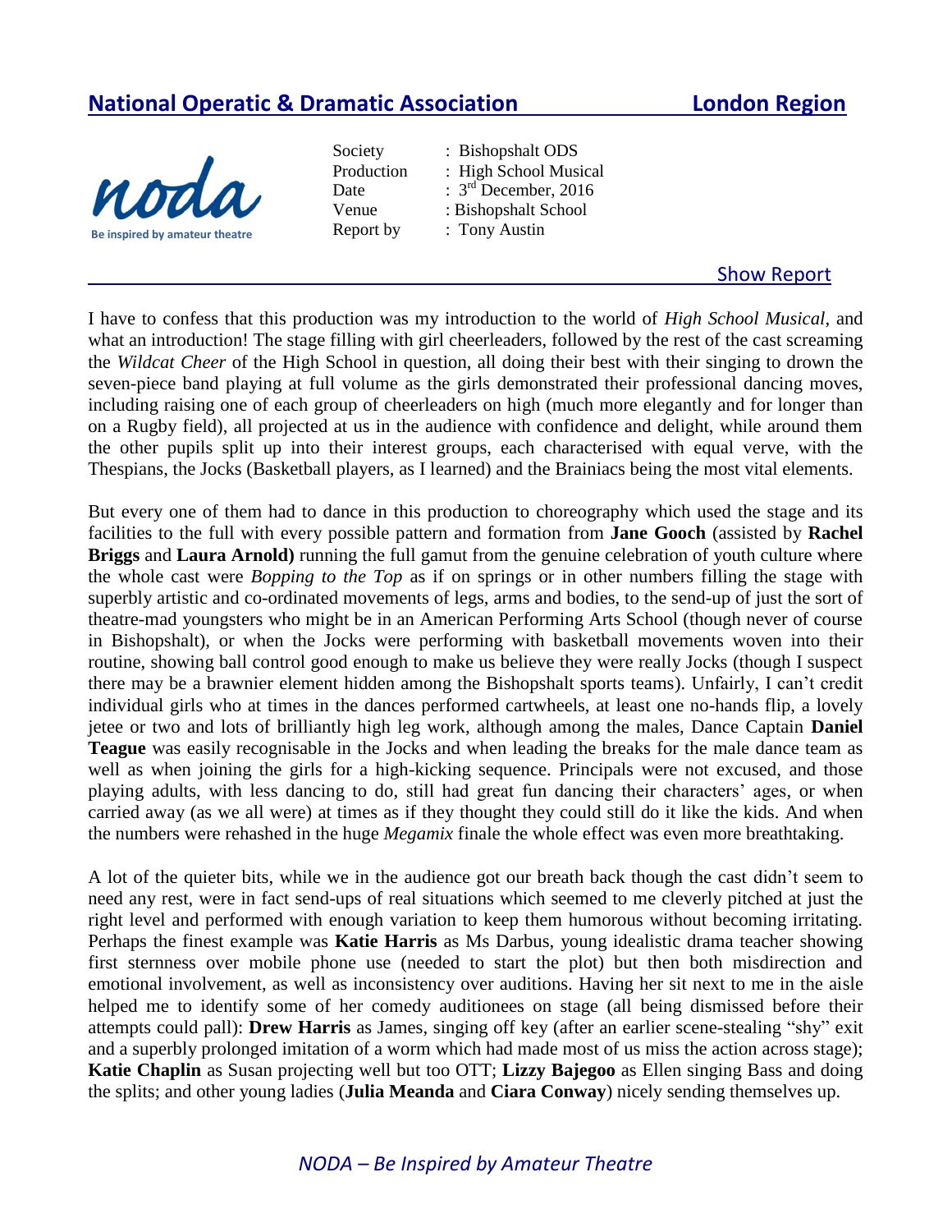## National Operatic & Dramatic Association London Region

noda
Be inspired by amateur theatre

Society : Bishopshalt ODS
Production : High School Musical
Date : 3rd December, 2016
Venue : Bishopshalt School
Report by : Tony Austin

### Show Report

I have to confess that this production was my introduction to the world of *High School Musical*, and what an introduction! The stage filling with girl cheerleaders, followed by the rest of the cast screaming the *Wildcat Cheer* of the High School in question, all doing their best with their singing to drown the seven-piece band playing at full volume as the girls demonstrated their professional dancing moves, including raising one of each group of cheerleaders on high (much more elegantly and for longer than on a Rugby field), all projected at us in the audience with confidence and delight, while around them the other pupils split up into their interest groups, each characterised with equal verve, with the Thespians, the Jocks (Basketball players, as I learned) and the Brainiacs being the most vital elements.

But every one of them had to dance in this production to choreography which used the stage and its facilities to the full with every possible pattern and formation from **Jane Gooch** (assisted by **Rachel Briggs** and **Laura Arnold)** running the full gamut from the genuine celebration of youth culture where the whole cast were *Bopping to the Top* as if on springs or in other numbers filling the stage with superbly artistic and co-ordinated movements of legs, arms and bodies, to the send-up of just the sort of theatre-mad youngsters who might be in an American Performing Arts School (though never of course in Bishopshalt), or when the Jocks were performing with basketball movements woven into their routine, showing ball control good enough to make us believe they were really Jocks (though I suspect there may be a brawnier element hidden among the Bishopshalt sports teams). Unfairly, I can't credit individual girls who at times in the dances performed cartwheels, at least one no-hands flip, a lovely jetee or two and lots of brilliantly high leg work, although among the males, Dance Captain **Daniel Teague** was easily recognisable in the Jocks and when leading the breaks for the male dance team as well as when joining the girls for a high-kicking sequence. Principals were not excused, and those playing adults, with less dancing to do, still had great fun dancing their characters' ages, or when carried away (as we all were) at times as if they thought they could still do it like the kids. And when the numbers were rehashed in the huge *Megamix* finale the whole effect was even more breathtaking.

A lot of the quieter bits, while we in the audience got our breath back though the cast didn't seem to need any rest, were in fact send-ups of real situations which seemed to me cleverly pitched at just the right level and performed with enough variation to keep them humorous without becoming irritating. Perhaps the finest example was **Katie Harris** as Ms Darbus, young idealistic drama teacher showing first sternness over mobile phone use (needed to start the plot) but then both misdirection and emotional involvement, as well as inconsistency over auditions. Having her sit next to me in the aisle helped me to identify some of her comedy auditionees on stage (all being dismissed before their attempts could pall): **Drew Harris** as James, singing off key (after an earlier scene-stealing "shy" exit and a superbly prolonged imitation of a worm which had made most of us miss the action across stage); **Katie Chaplin** as Susan projecting well but too OTT; **Lizzy Bajegoo** as Ellen singing Bass and doing the splits; and other young ladies (**Julia Meanda** and **Ciara Conway**) nicely sending themselves up.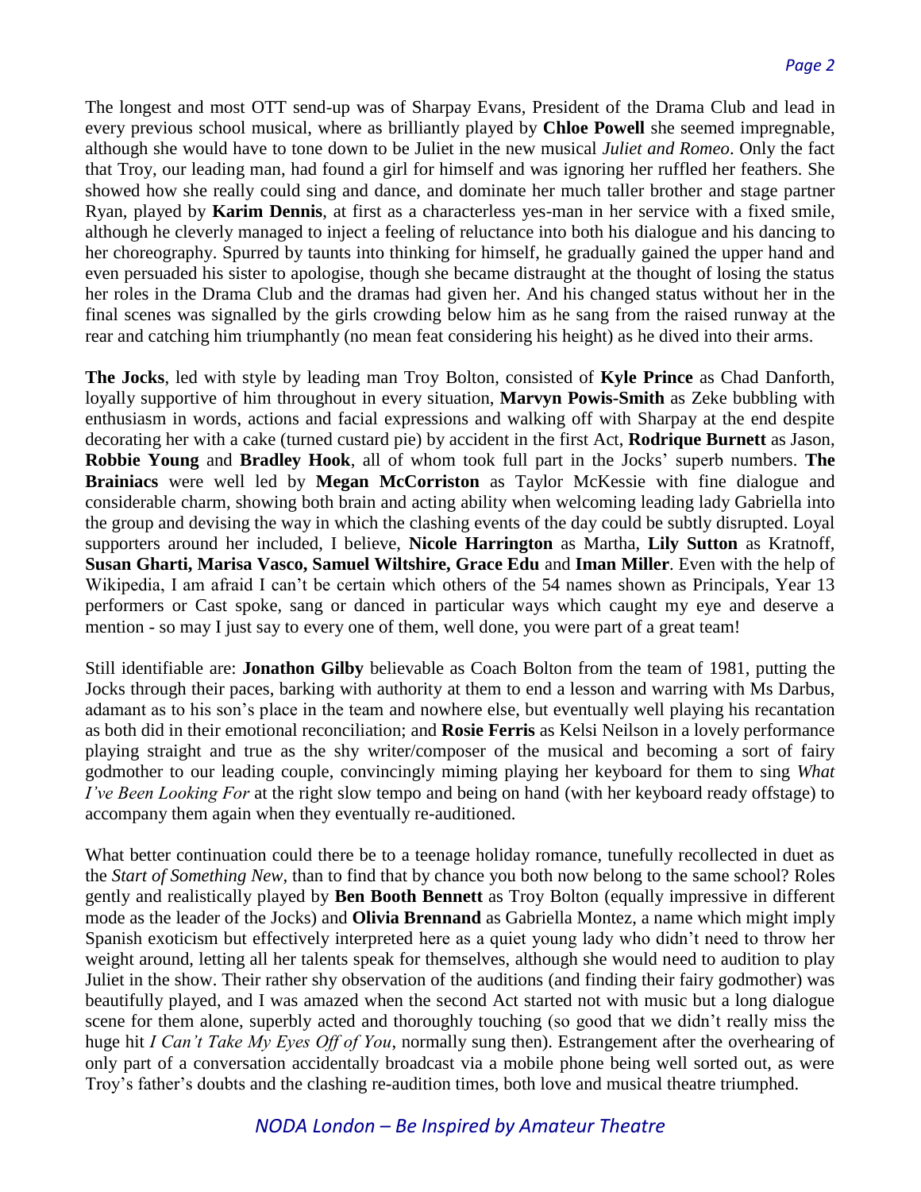The longest and most OTT send-up was of Sharpay Evans, President of the Drama Club and lead in every previous school musical, where as brilliantly played by **Chloe Powell** she seemed impregnable, although she would have to tone down to be Juliet in the new musical *Juliet and Romeo*. Only the fact that Troy, our leading man, had found a girl for himself and was ignoring her ruffled her feathers. She showed how she really could sing and dance, and dominate her much taller brother and stage partner Ryan, played by **Karim Dennis**, at first as a characterless yes-man in her service with a fixed smile, although he cleverly managed to inject a feeling of reluctance into both his dialogue and his dancing to her choreography. Spurred by taunts into thinking for himself, he gradually gained the upper hand and even persuaded his sister to apologise, though she became distraught at the thought of losing the status her roles in the Drama Club and the dramas had given her. And his changed status without her in the final scenes was signalled by the girls crowding below him as he sang from the raised runway at the rear and catching him triumphantly (no mean feat considering his height) as he dived into their arms.

**The Jocks**, led with style by leading man Troy Bolton, consisted of **Kyle Prince** as Chad Danforth, loyally supportive of him throughout in every situation, **Marvyn Powis-Smith** as Zeke bubbling with enthusiasm in words, actions and facial expressions and walking off with Sharpay at the end despite decorating her with a cake (turned custard pie) by accident in the first Act, **Rodrique Burnett** as Jason, **Robbie Young** and **Bradley Hook**, all of whom took full part in the Jocks' superb numbers. **The Brainiacs** were well led by **Megan McCorriston** as Taylor McKessie with fine dialogue and considerable charm, showing both brain and acting ability when welcoming leading lady Gabriella into the group and devising the way in which the clashing events of the day could be subtly disrupted. Loyal supporters around her included, I believe, **Nicole Harrington** as Martha, **Lily Sutton** as Kratnoff, **Susan Gharti, Marisa Vasco, Samuel Wiltshire, Grace Edu** and **Iman Miller**. Even with the help of Wikipedia, I am afraid I can't be certain which others of the 54 names shown as Principals, Year 13 performers or Cast spoke, sang or danced in particular ways which caught my eye and deserve a mention - so may I just say to every one of them, well done, you were part of a great team!

Still identifiable are: **Jonathon Gilby** believable as Coach Bolton from the team of 1981, putting the Jocks through their paces, barking with authority at them to end a lesson and warring with Ms Darbus, adamant as to his son's place in the team and nowhere else, but eventually well playing his recantation as both did in their emotional reconciliation; and **Rosie Ferris** as Kelsi Neilson in a lovely performance playing straight and true as the shy writer/composer of the musical and becoming a sort of fairy godmother to our leading couple, convincingly miming playing her keyboard for them to sing *What I've Been Looking For* at the right slow tempo and being on hand (with her keyboard ready offstage) to accompany them again when they eventually re-auditioned.

What better continuation could there be to a teenage holiday romance, tunefully recollected in duet as the *Start of Something New*, than to find that by chance you both now belong to the same school? Roles gently and realistically played by **Ben Booth Bennett** as Troy Bolton (equally impressive in different mode as the leader of the Jocks) and **Olivia Brennand** as Gabriella Montez, a name which might imply Spanish exoticism but effectively interpreted here as a quiet young lady who didn't need to throw her weight around, letting all her talents speak for themselves, although she would need to audition to play Juliet in the show. Their rather shy observation of the auditions (and finding their fairy godmother) was beautifully played, and I was amazed when the second Act started not with music but a long dialogue scene for them alone, superbly acted and thoroughly touching (so good that we didn't really miss the huge hit *I Can't Take My Eyes Off of You*, normally sung then). Estrangement after the overhearing of only part of a conversation accidentally broadcast via a mobile phone being well sorted out, as were Troy's father's doubts and the clashing re-audition times, both love and musical theatre triumphed.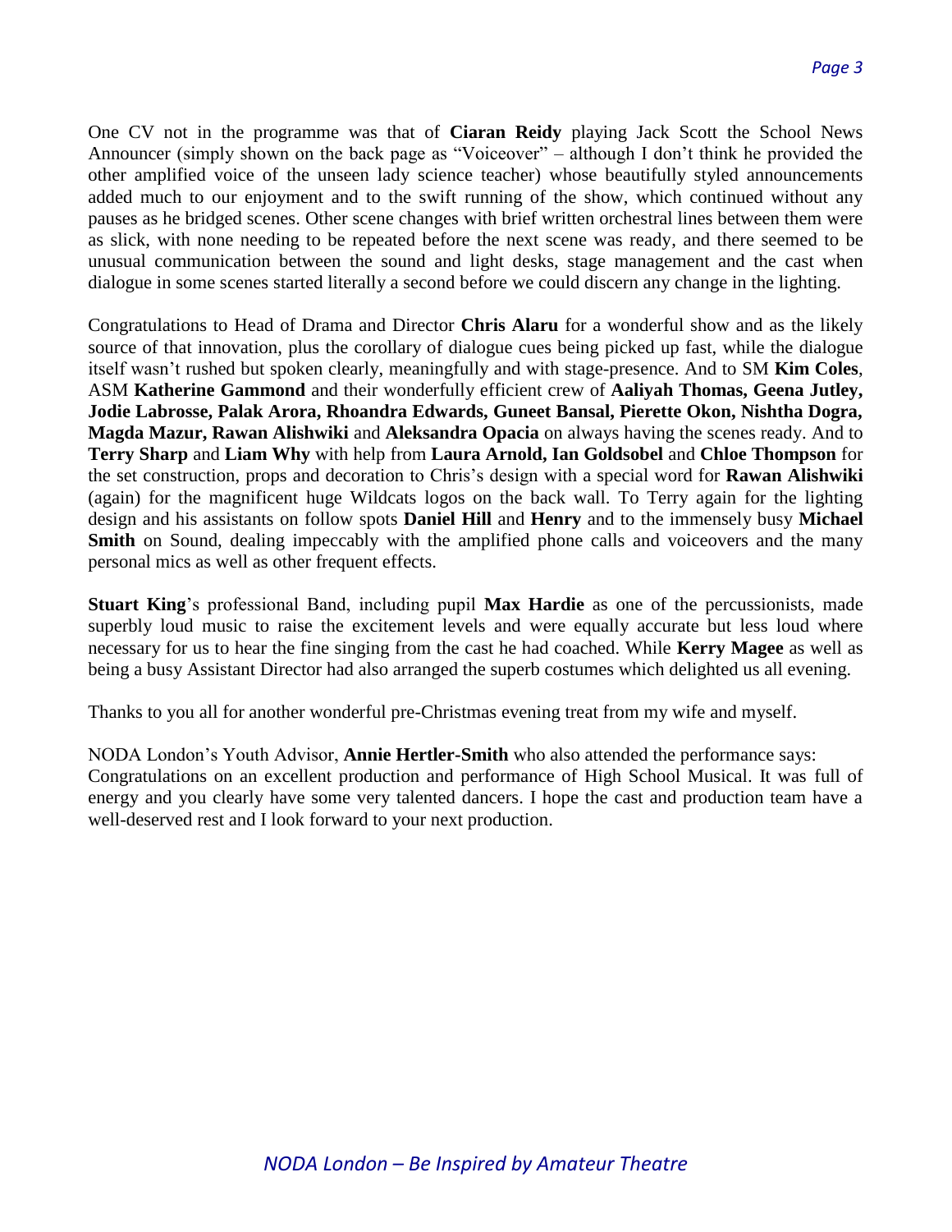One CV not in the programme was that of **Ciaran Reidy** playing Jack Scott the School News Announcer (simply shown on the back page as "Voiceover" – although I don't think he provided the other amplified voice of the unseen lady science teacher) whose beautifully styled announcements added much to our enjoyment and to the swift running of the show, which continued without any pauses as he bridged scenes. Other scene changes with brief written orchestral lines between them were as slick, with none needing to be repeated before the next scene was ready, and there seemed to be unusual communication between the sound and light desks, stage management and the cast when dialogue in some scenes started literally a second before we could discern any change in the lighting.

Congratulations to Head of Drama and Director **Chris Alaru** for a wonderful show and as the likely source of that innovation, plus the corollary of dialogue cues being picked up fast, while the dialogue itself wasn't rushed but spoken clearly, meaningfully and with stage-presence. And to SM **Kim Coles**, ASM **Katherine Gammond** and their wonderfully efficient crew of **Aaliyah Thomas, Geena Jutley, Jodie Labrosse, Palak Arora, Rhoandra Edwards, Guneet Bansal, Pierette Okon, Nishtha Dogra, Magda Mazur, Rawan Alishwiki** and **Aleksandra Opacia** on always having the scenes ready. And to **Terry Sharp** and **Liam Why** with help from **Laura Arnold, Ian Goldsobel** and **Chloe Thompson** for the set construction, props and decoration to Chris's design with a special word for **Rawan Alishwiki** (again) for the magnificent huge Wildcats logos on the back wall. To Terry again for the lighting design and his assistants on follow spots **Daniel Hill** and **Henry** and to the immensely busy **Michael Smith** on Sound, dealing impeccably with the amplified phone calls and voiceovers and the many personal mics as well as other frequent effects.

**Stuart King**'s professional Band, including pupil **Max Hardie** as one of the percussionists, made superbly loud music to raise the excitement levels and were equally accurate but less loud where necessary for us to hear the fine singing from the cast he had coached. While **Kerry Magee** as well as being a busy Assistant Director had also arranged the superb costumes which delighted us all evening.

Thanks to you all for another wonderful pre-Christmas evening treat from my wife and myself.

NODA London's Youth Advisor, **Annie Hertler-Smith** who also attended the performance says:
Congratulations on an excellent production and performance of High School Musical. It was full of energy and you clearly have some very talented dancers. I hope the cast and production team have a well-deserved rest and I look forward to your next production.